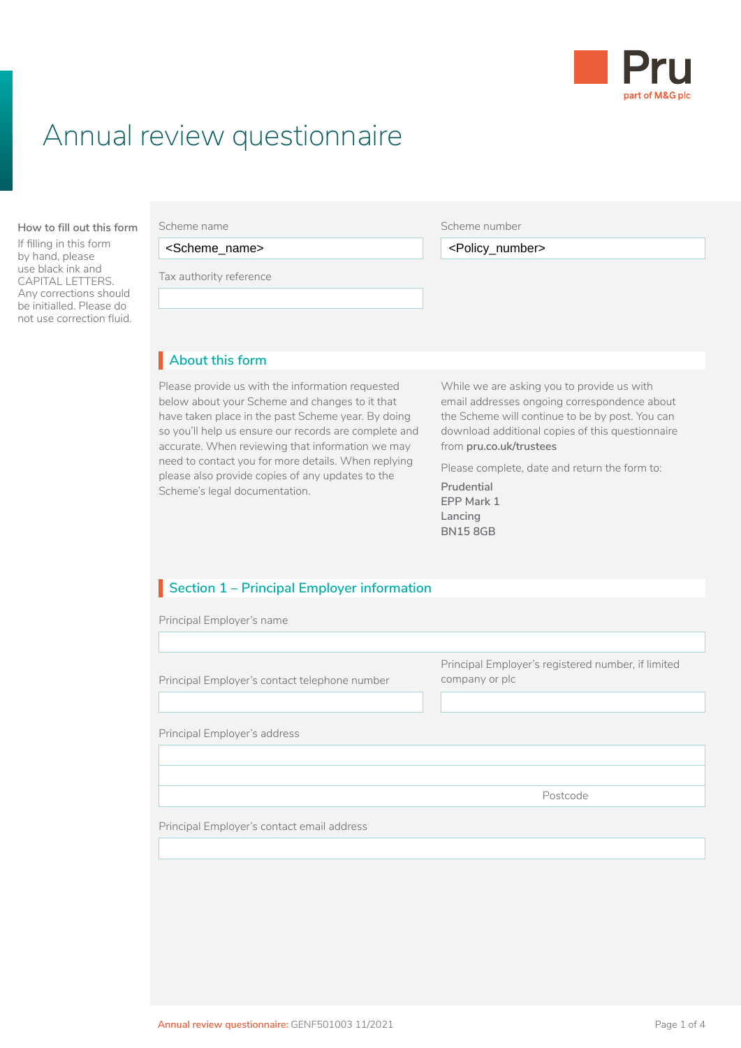Pru
part of M&G plc

# Annual review questionnaire

**How to fill out this form**

If filling in this form by hand, please use black ink and CAPITAL LETTERS. Any corrections should be initialled. Please do not use correction fluid.

Scheme name

<Scheme_name>

Scheme number

<Policy_number>

Tax authority reference

## About this form

Please provide us with the information requested below about your Scheme and changes to it that have taken place in the past Scheme year. By doing so you'll help us ensure our records are complete and accurate. When reviewing that information we may need to contact you for more details. When replying please also provide copies of any updates to the Scheme's legal documentation.

While we are asking you to provide us with email addresses ongoing correspondence about the Scheme will continue to be by post. You can download additional copies of this questionnaire from **pru.co.uk/trustees**

Please complete, date and return the form to:

**Prudential**
**EPP Mark 1**
**Lancing**
**BN15 8GB**

## Section 1 – Principal Employer information

Principal Employer's name

Principal Employer's contact telephone number

Principal Employer's registered number, if limited company or plc

Principal Employer's address

Postcode

Principal Employer's contact email address

Annual review questionnaire: GENF501003 11/2021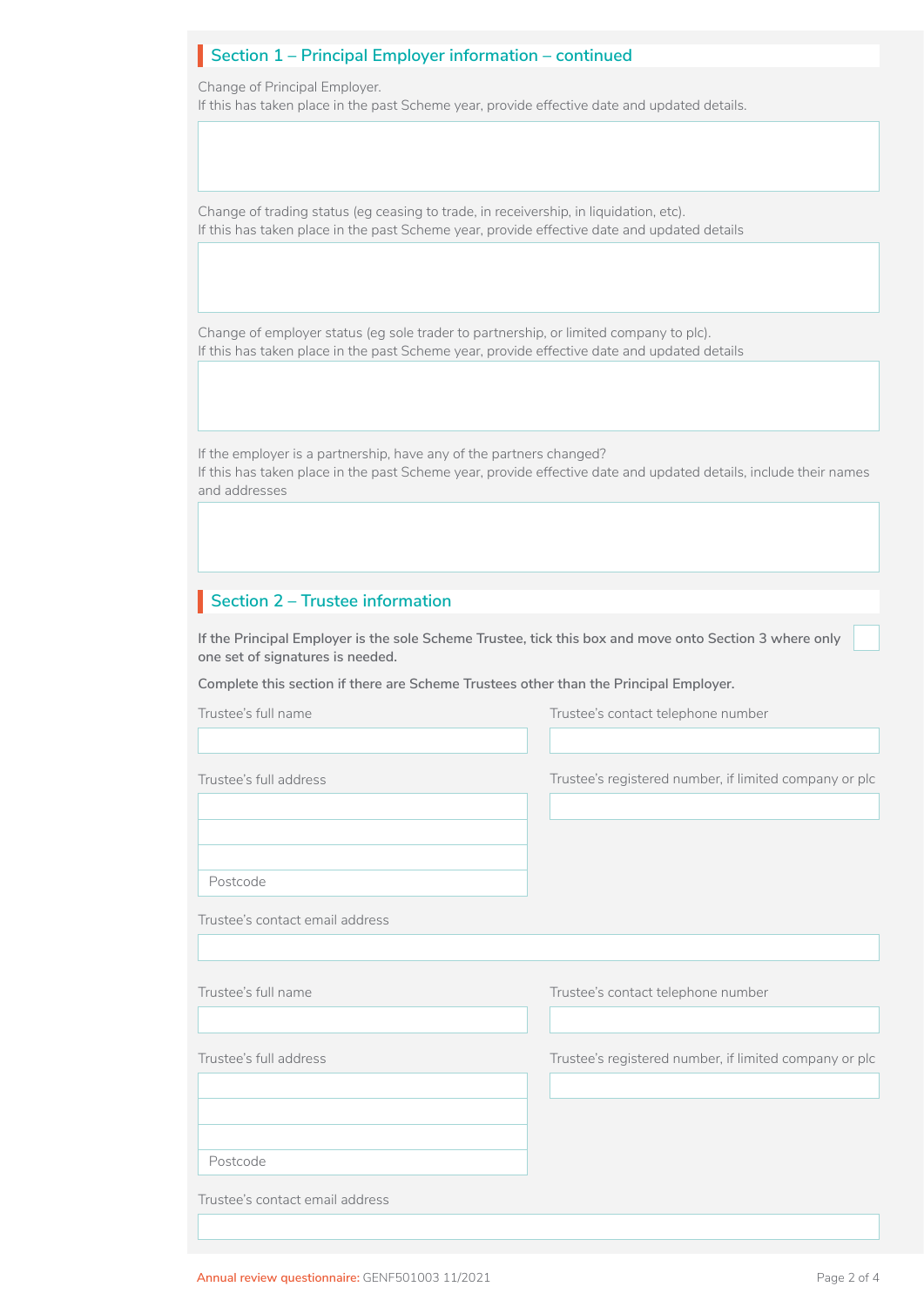## Section 1 – Principal Employer information – continued

Change of Principal Employer.
If this has taken place in the past Scheme year, provide effective date and updated details.

Change of trading status (eg ceasing to trade, in receivership, in liquidation, etc).
If this has taken place in the past Scheme year, provide effective date and updated details

Change of employer status (eg sole trader to partnership, or limited company to plc).
If this has taken place in the past Scheme year, provide effective date and updated details

If the employer is a partnership, have any of the partners changed?
If this has taken place in the past Scheme year, provide effective date and updated details, include their names and addresses

## Section 2 – Trustee information

**If the Principal Employer is the sole Scheme Trustee, tick this box and move onto Section 3 where only one set of signatures is needed.** ☐

**Complete this section if there are Scheme Trustees other than the Principal Employer.**

Trustee's full name

Trustee's contact telephone number

Trustee's full address

Postcode

Trustee's registered number, if limited company or plc

Trustee's contact email address

Trustee's full name

Trustee's contact telephone number

Trustee's full address

Postcode

Trustee's registered number, if limited company or plc

Trustee's contact email address

Annual review questionnaire: GENF501003 11/2021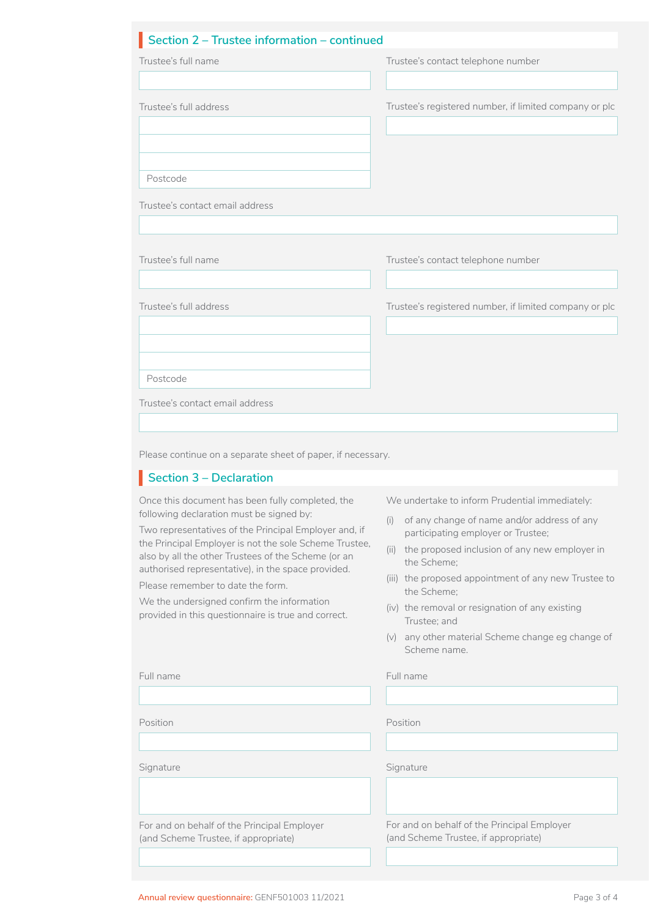## Section 2 – Trustee information – continued

Trustee's full name

Trustee's contact telephone number

Trustee's full address

Postcode

Trustee's registered number, if limited company or plc

Trustee's contact email address

Trustee's full name

Trustee's contact telephone number

Trustee's full address

Postcode

Trustee's registered number, if limited company or plc

Trustee's contact email address

Please continue on a separate sheet of paper, if necessary.

## Section 3 – Declaration

Once this document has been fully completed, the following declaration must be signed by:

Two representatives of the Principal Employer and, if the Principal Employer is not the sole Scheme Trustee, also by all the other Trustees of the Scheme (or an authorised representative), in the space provided.

Please remember to date the form.

We the undersigned confirm the information provided in this questionnaire is true and correct.

We undertake to inform Prudential immediately:

(i) of any change of name and/or address of any participating employer or Trustee;

(ii) the proposed inclusion of any new employer in the Scheme;

(iii) the proposed appointment of any new Trustee to the Scheme;

(iv) the removal or resignation of any existing Trustee; and

(v) any other material Scheme change eg change of Scheme name.

Full name

Position

Signature

For and on behalf of the Principal Employer (and Scheme Trustee, if appropriate)

Full name

Position

Signature

For and on behalf of the Principal Employer (and Scheme Trustee, if appropriate)

Annual review questionnaire: GENF501003 11/2021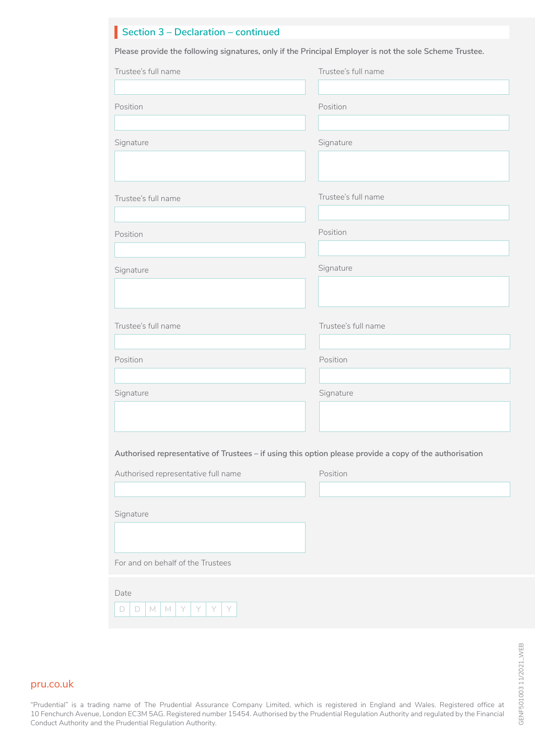## Section 3 – Declaration – continued

**Please provide the following signatures, only if the Principal Employer is not the sole Scheme Trustee.**

Trustee's full name

Position

Signature

Trustee's full name

Position

Signature

Trustee's full name

Position

Signature

Trustee's full name

Position

Signature

Trustee's full name

Position

Signature

Trustee's full name

Position

Signature

**Authorised representative of Trustees – if using this option please provide a copy of the authorisation**

Authorised representative full name

Position

Signature

For and on behalf of the Trustees

Date

D D M M Y Y Y Y

pru.co.uk

"Prudential" is a trading name of The Prudential Assurance Company Limited, which is registered in England and Wales. Registered office at 10 Fenchurch Avenue, London EC3M 5AG. Registered number 15454. Authorised by the Prudential Regulation Authority and regulated by the Financial Conduct Authority and the Prudential Regulation Authority.

GENF501003 11/2021_WEB